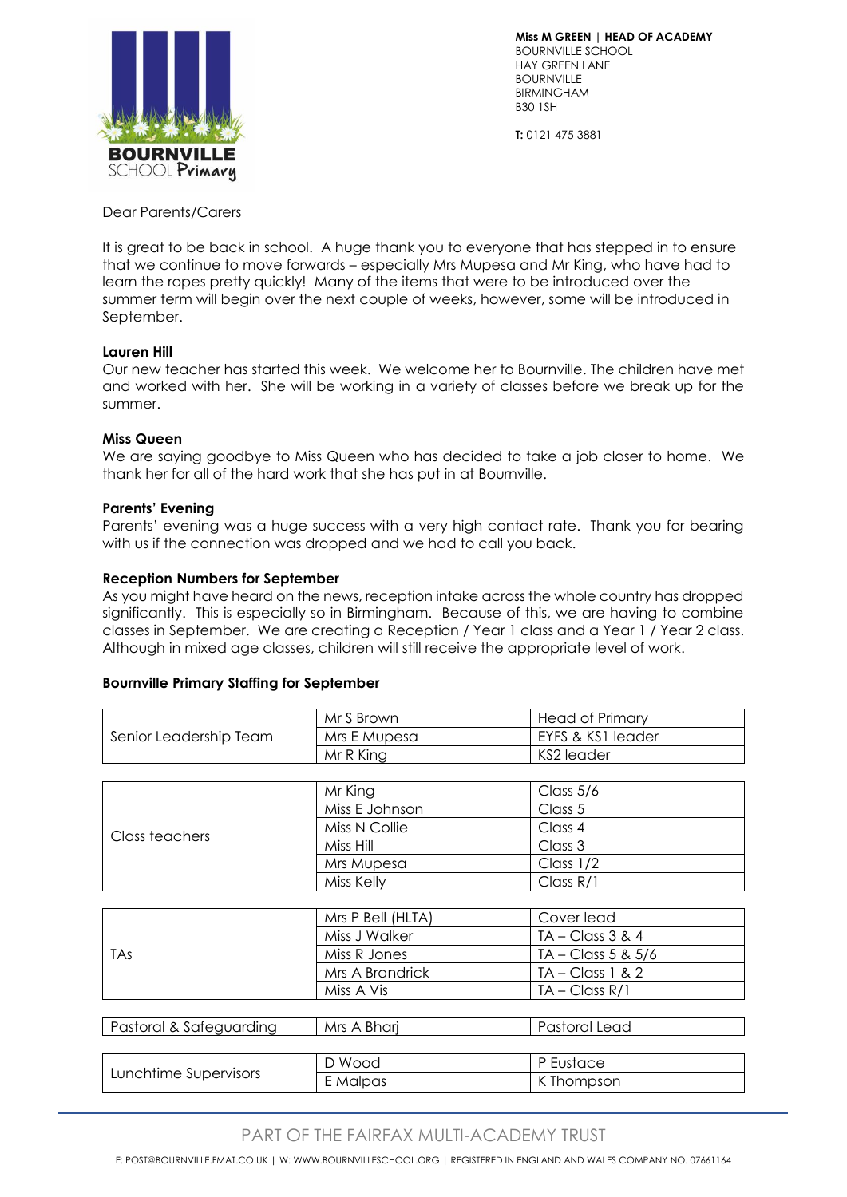**Miss M GREEN | HEAD OF ACADEMY**
BOURNVILLE SCHOOL
HAY GREEN LANE
BOURNVILLE
BIRMINGHAM
B30 1SH

**T:** 0121 475 3881

Dear Parents/Carers

It is great to be back in school. A huge thank you to everyone that has stepped in to ensure that we continue to move forwards – especially Mrs Mupesa and Mr King, who have had to learn the ropes pretty quickly! Many of the items that were to be introduced over the summer term will begin over the next couple of weeks, however, some will be introduced in September.

**Lauren Hill**

Our new teacher has started this week. We welcome her to Bournville. The children have met and worked with her. She will be working in a variety of classes before we break up for the summer.

**Miss Queen**

We are saying goodbye to Miss Queen who has decided to take a job closer to home. We thank her for all of the hard work that she has put in at Bournville.

**Parents' Evening**

Parents' evening was a huge success with a very high contact rate. Thank you for bearing with us if the connection was dropped and we had to call you back.

**Reception Numbers for September**

As you might have heard on the news, reception intake across the whole country has dropped significantly. This is especially so in Birmingham. Because of this, we are having to combine classes in September. We are creating a Reception / Year 1 class and a Year 1 / Year 2 class. Although in mixed age classes, children will still receive the appropriate level of work.

**Bournville Primary Staffing for September**

| | | |
|---|---|---|
| Senior Leadership Team | Mr S Brown | Head of Primary |
| | Mrs E Mupesa | EYFS & KS1 leader |
| | Mr R King | KS2 leader |

| | | |
|---|---|---|
| Class teachers | Mr King | Class 5/6 |
| | Miss E Johnson | Class 5 |
| | Miss N Collie | Class 4 |
| | Miss Hill | Class 3 |
| | Mrs Mupesa | Class 1/2 |
| | Miss Kelly | Class R/1 |

| | | |
|---|---|---|
| TAs | Mrs P Bell (HLTA) | Cover lead |
| | Miss J Walker | TA – Class 3 & 4 |
| | Miss R Jones | TA – Class 5 & 5/6 |
| | Mrs A Brandrick | TA – Class 1 & 2 |
| | Miss A Vis | TA – Class R/1 |

| | | |
|---|---|---|
| Pastoral & Safeguarding | Mrs A Bharj | Pastoral Lead |

| | | |
|---|---|---|
| Lunchtime Supervisors | D Wood | P Eustace |
| | E Malpas | K Thompson |

PART OF THE FAIRFAX MULTI-ACADEMY TRUST

E: POST@BOURNVILLE.FMAT.CO.UK | W: WWW.BOURNVILLESCHOOL.ORG | REGISTERED IN ENGLAND AND WALES COMPANY NO. 07661164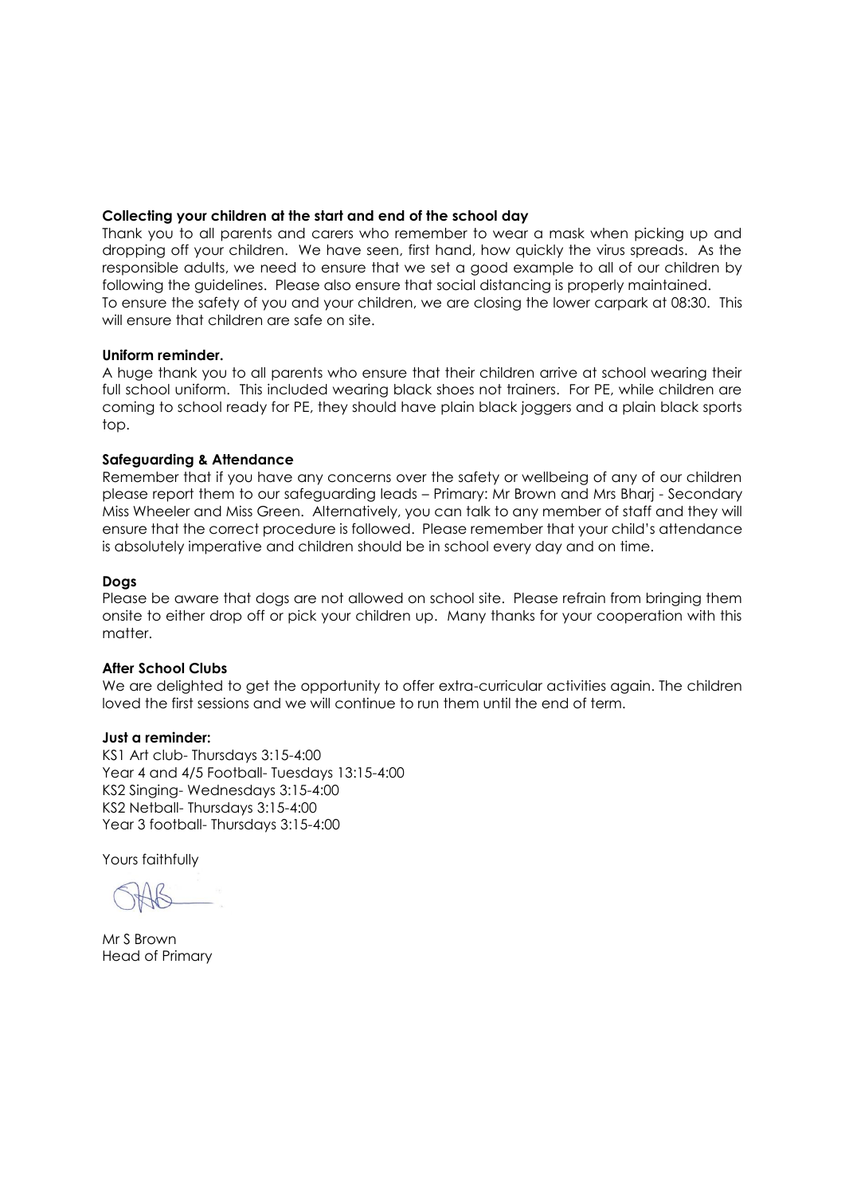**Collecting your children at the start and end of the school day**

Thank you to all parents and carers who remember to wear a mask when picking up and dropping off your children. We have seen, first hand, how quickly the virus spreads. As the responsible adults, we need to ensure that we set a good example to all of our children by following the guidelines. Please also ensure that social distancing is properly maintained.
To ensure the safety of you and your children, we are closing the lower carpark at 08:30. This will ensure that children are safe on site.

**Uniform reminder.**

A huge thank you to all parents who ensure that their children arrive at school wearing their full school uniform. This included wearing black shoes not trainers. For PE, while children are coming to school ready for PE, they should have plain black joggers and a plain black sports top.

**Safeguarding & Attendance**

Remember that if you have any concerns over the safety or wellbeing of any of our children please report them to our safeguarding leads – Primary: Mr Brown and Mrs Bharj - Secondary Miss Wheeler and Miss Green. Alternatively, you can talk to any member of staff and they will ensure that the correct procedure is followed. Please remember that your child's attendance is absolutely imperative and children should be in school every day and on time.

**Dogs**

Please be aware that dogs are not allowed on school site. Please refrain from bringing them onsite to either drop off or pick your children up. Many thanks for your cooperation with this matter.

**After School Clubs**

We are delighted to get the opportunity to offer extra-curricular activities again. The children loved the first sessions and we will continue to run them until the end of term.

**Just a reminder:**

KS1 Art club- Thursdays 3:15-4:00
Year 4 and 4/5 Football- Tuesdays 13:15-4:00
KS2 Singing- Wednesdays 3:15-4:00
KS2 Netball- Thursdays 3:15-4:00
Year 3 football- Thursdays 3:15-4:00

Yours faithfully

Mr S Brown
Head of Primary